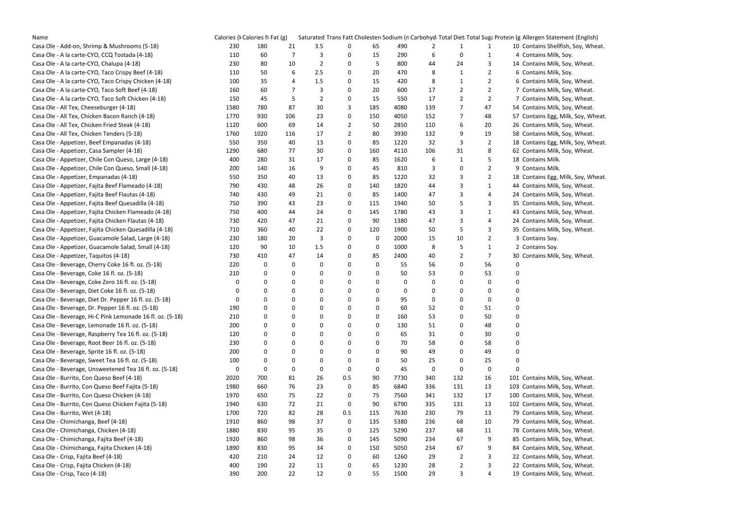| Name | Calories (k | Calories fr | Fat (g) | Saturated | Trans Fatt | Cholester | Sodium (n | Carbohyd | Total Diet | Total Suga | Protein (g | Allergen Statement (English) |
|---|---|---|---|---|---|---|---|---|---|---|---|---|
| Casa Ole - Add-on, Shrimp & Mushrooms (5-18) | 230 | 180 | 21 | 3.5 | 0 | 65 | 490 | 2 | 1 | 1 | 10 | Contains Shellfish, Soy, Wheat. |
| Casa Ole - A la carte-CYO, CCQ Tostada (4-18) | 110 | 60 | 7 | 3 | 0 | 15 | 290 | 6 | 0 | 1 | 4 | Contains Milk, Soy. |
| Casa Ole - A la carte-CYO, Chalupa (4-18) | 230 | 80 | 10 | 2 | 0 | 5 | 800 | 44 | 24 | 3 | 14 | Contains Milk, Soy, Wheat. |
| Casa Ole - A la carte-CYO, Taco Crispy Beef (4-18) | 110 | 50 | 6 | 2.5 | 0 | 20 | 470 | 8 | 1 | 2 | 6 | Contains Milk, Soy. |
| Casa Ole - A la carte-CYO, Taco Crispy Chicken (4-18) | 100 | 35 | 4 | 1.5 | 0 | 15 | 420 | 8 | 1 | 2 | 6 | Contains Milk, Soy, Wheat. |
| Casa Ole - A la carte-CYO, Taco Soft Beef (4-18) | 160 | 60 | 7 | 3 | 0 | 20 | 600 | 17 | 2 | 2 | 7 | Contains Milk, Soy, Wheat. |
| Casa Ole - A la carte-CYO, Taco Soft Chicken (4-18) | 150 | 45 | 5 | 2 | 0 | 15 | 550 | 17 | 2 | 2 | 7 | Contains Milk, Soy, Wheat. |
| Casa Ole - All Tex, Cheeseburger (4-18) | 1580 | 780 | 87 | 30 | 3 | 185 | 4080 | 139 | 7 | 47 | 54 | Contains Milk, Soy, Wheat. |
| Casa Ole - All Tex, Chicken Bacon Ranch (4-18) | 1770 | 930 | 106 | 23 | 0 | 150 | 4050 | 152 | 7 | 48 | 57 | Contains Egg, Milk, Soy, Wheat. |
| Casa Ole - All Tex, Chicken Fried Steak (4-18) | 1120 | 600 | 69 | 14 | 2 | 50 | 2850 | 110 | 6 | 20 | 26 | Contains Milk, Soy, Wheat. |
| Casa Ole - All Tex, Chicken Tenders (5-18) | 1760 | 1020 | 116 | 17 | 2 | 80 | 3930 | 132 | 9 | 19 | 58 | Contains Milk, Soy, Wheat. |
| Casa Ole - Appetizer, Beef Empanadas (4-18) | 550 | 350 | 40 | 13 | 0 | 85 | 1220 | 32 | 3 | 2 | 18 | Contains Egg, Milk, Soy, Wheat. |
| Casa Ole - Appetizer, Casa Sampler (4-18) | 1290 | 680 | 77 | 30 | 0 | 160 | 4110 | 106 | 31 | 8 | 62 | Contains Milk, Soy, Wheat. |
| Casa Ole - Appetizer, Chile Con Queso, Large (4-18) | 400 | 280 | 31 | 17 | 0 | 85 | 1620 | 6 | 1 | 5 | 18 | Contains Milk. |
| Casa Ole - Appetizer, Chile Con Queso, Small (4-18) | 200 | 140 | 16 | 9 | 0 | 45 | 810 | 3 | 0 | 2 | 9 | Contains Milk. |
| Casa Ole - Appetizer, Empanadas (4-18) | 550 | 350 | 40 | 13 | 0 | 85 | 1220 | 32 | 3 | 2 | 18 | Contains Egg, Milk, Soy, Wheat. |
| Casa Ole - Appetizer, Fajita Beef Flameado (4-18) | 790 | 430 | 48 | 26 | 0 | 140 | 1820 | 44 | 3 | 1 | 44 | Contains Milk, Soy, Wheat. |
| Casa Ole - Appetizer, Fajita Beef Flautas (4-18) | 740 | 430 | 49 | 21 | 0 | 85 | 1400 | 47 | 3 | 4 | 24 | Contains Milk, Soy, Wheat. |
| Casa Ole - Appetizer, Fajita Beef Quesadilla (4-18) | 750 | 390 | 43 | 23 | 0 | 115 | 1940 | 50 | 5 | 3 | 35 | Contains Milk, Soy, Wheat. |
| Casa Ole - Appetizer, Fajita Chicken Flameado (4-18) | 750 | 400 | 44 | 24 | 0 | 145 | 1780 | 43 | 3 | 1 | 43 | Contains Milk, Soy, Wheat. |
| Casa Ole - Appetizer, Fajita Chicken Flautas (4-18) | 730 | 420 | 47 | 21 | 0 | 90 | 1380 | 47 | 3 | 4 | 24 | Contains Milk, Soy, Wheat. |
| Casa Ole - Appetizer, Fajita Chicken Quesadilla (4-18) | 710 | 360 | 40 | 22 | 0 | 120 | 1900 | 50 | 5 | 3 | 35 | Contains Milk, Soy, Wheat. |
| Casa Ole - Appetizer, Guacamole Salad, Large (4-18) | 230 | 180 | 20 | 3 | 0 | 0 | 2000 | 15 | 10 | 2 | 3 | Contains Soy. |
| Casa Ole - Appetizer, Guacamole Salad, Small (4-18) | 120 | 90 | 10 | 1.5 | 0 | 0 | 1000 | 8 | 5 | 1 | 2 | Contains Soy. |
| Casa Ole - Appetizer, Taquitos (4-18) | 730 | 410 | 47 | 14 | 0 | 85 | 2400 | 40 | 2 | 7 | 30 | Contains Milk, Soy, Wheat. |
| Casa Ole - Beverage, Cherry Coke 16 fl. oz. (5-18) | 220 | 0 | 0 | 0 | 0 | 0 | 55 | 56 | 0 | 56 | 0 | |
| Casa Ole - Beverage, Coke 16 fl. oz. (5-18) | 210 | 0 | 0 | 0 | 0 | 0 | 50 | 53 | 0 | 53 | 0 | |
| Casa Ole - Beverage, Coke Zero 16 fl. oz. (5-18) | 0 | 0 | 0 | 0 | 0 | 0 | 0 | 0 | 0 | 0 | 0 | |
| Casa Ole - Beverage, Diet Coke 16 fl. oz. (5-18) | 0 | 0 | 0 | 0 | 0 | 0 | 0 | 0 | 0 | 0 | 0 | |
| Casa Ole - Beverage, Diet Dr. Pepper 16 fl. oz. (5-18) | 0 | 0 | 0 | 0 | 0 | 0 | 95 | 0 | 0 | 0 | 0 | |
| Casa Ole - Beverage, Dr. Pepper 16 fl. oz. (5-18) | 190 | 0 | 0 | 0 | 0 | 0 | 60 | 52 | 0 | 51 | 0 | |
| Casa Ole - Beverage, Hi-C Pink Lemonade 16 fl. oz. (5-18) | 210 | 0 | 0 | 0 | 0 | 0 | 160 | 53 | 0 | 50 | 0 | |
| Casa Ole - Beverage, Lemonade 16 fl. oz. (5-18) | 200 | 0 | 0 | 0 | 0 | 0 | 130 | 51 | 0 | 48 | 0 | |
| Casa Ole - Beverage, Raspberry Tea 16 fl. oz. (5-18) | 120 | 0 | 0 | 0 | 0 | 0 | 65 | 31 | 0 | 30 | 0 | |
| Casa Ole - Beverage, Root Beer 16 fl. oz. (5-18) | 230 | 0 | 0 | 0 | 0 | 0 | 70 | 58 | 0 | 58 | 0 | |
| Casa Ole - Beverage, Sprite 16 fl. oz. (5-18) | 200 | 0 | 0 | 0 | 0 | 0 | 90 | 49 | 0 | 49 | 0 | |
| Casa Ole - Beverage, Sweet Tea 16 fl. oz. (5-18) | 100 | 0 | 0 | 0 | 0 | 0 | 50 | 25 | 0 | 25 | 0 | |
| Casa Ole - Beverage, Unsweetened Tea 16 fl. oz. (5-18) | 0 | 0 | 0 | 0 | 0 | 0 | 45 | 0 | 0 | 0 | 0 | |
| Casa Ole - Burrito, Con Queso Beef (4-18) | 2020 | 700 | 81 | 26 | 0.5 | 90 | 7730 | 340 | 132 | 16 | 101 | Contains Milk, Soy, Wheat. |
| Casa Ole - Burrito, Con Queso Beef Fajita (5-18) | 1980 | 660 | 76 | 23 | 0 | 85 | 6840 | 336 | 131 | 13 | 103 | Contains Milk, Soy, Wheat. |
| Casa Ole - Burrito, Con Queso Chicken (4-18) | 1970 | 650 | 75 | 22 | 0 | 75 | 7560 | 341 | 132 | 17 | 100 | Contains Milk, Soy, Wheat. |
| Casa Ole - Burrito, Con Queso Chicken Fajita (5-18) | 1940 | 630 | 72 | 21 | 0 | 90 | 6790 | 335 | 131 | 13 | 102 | Contains Milk, Soy, Wheat. |
| Casa Ole - Burrito, Wet (4-18) | 1700 | 720 | 82 | 28 | 0.5 | 115 | 7630 | 230 | 79 | 13 | 79 | Contains Milk, Soy, Wheat. |
| Casa Ole - Chimichanga, Beef (4-18) | 1910 | 860 | 98 | 37 | 0 | 135 | 5380 | 236 | 68 | 10 | 79 | Contains Milk, Soy, Wheat. |
| Casa Ole - Chimichanga, Chicken (4-18) | 1880 | 830 | 95 | 35 | 0 | 125 | 5290 | 237 | 68 | 11 | 78 | Contains Milk, Soy, Wheat. |
| Casa Ole - Chimichanga, Fajita Beef (4-18) | 1920 | 860 | 98 | 36 | 0 | 145 | 5090 | 234 | 67 | 9 | 85 | Contains Milk, Soy, Wheat. |
| Casa Ole - Chimichanga, Fajita Chicken (4-18) | 1890 | 830 | 95 | 34 | 0 | 150 | 5050 | 234 | 67 | 9 | 84 | Contains Milk, Soy, Wheat. |
| Casa Ole - Crisp, Fajita Beef (4-18) | 420 | 210 | 24 | 12 | 0 | 60 | 1260 | 29 | 2 | 3 | 22 | Contains Milk, Soy, Wheat. |
| Casa Ole - Crisp, Fajita Chicken (4-18) | 400 | 190 | 22 | 11 | 0 | 65 | 1230 | 28 | 2 | 3 | 22 | Contains Milk, Soy, Wheat. |
| Casa Ole - Crisp, Taco (4-18) | 390 | 200 | 22 | 12 | 0 | 55 | 1500 | 29 | 3 | 4 | 19 | Contains Milk, Soy, Wheat. |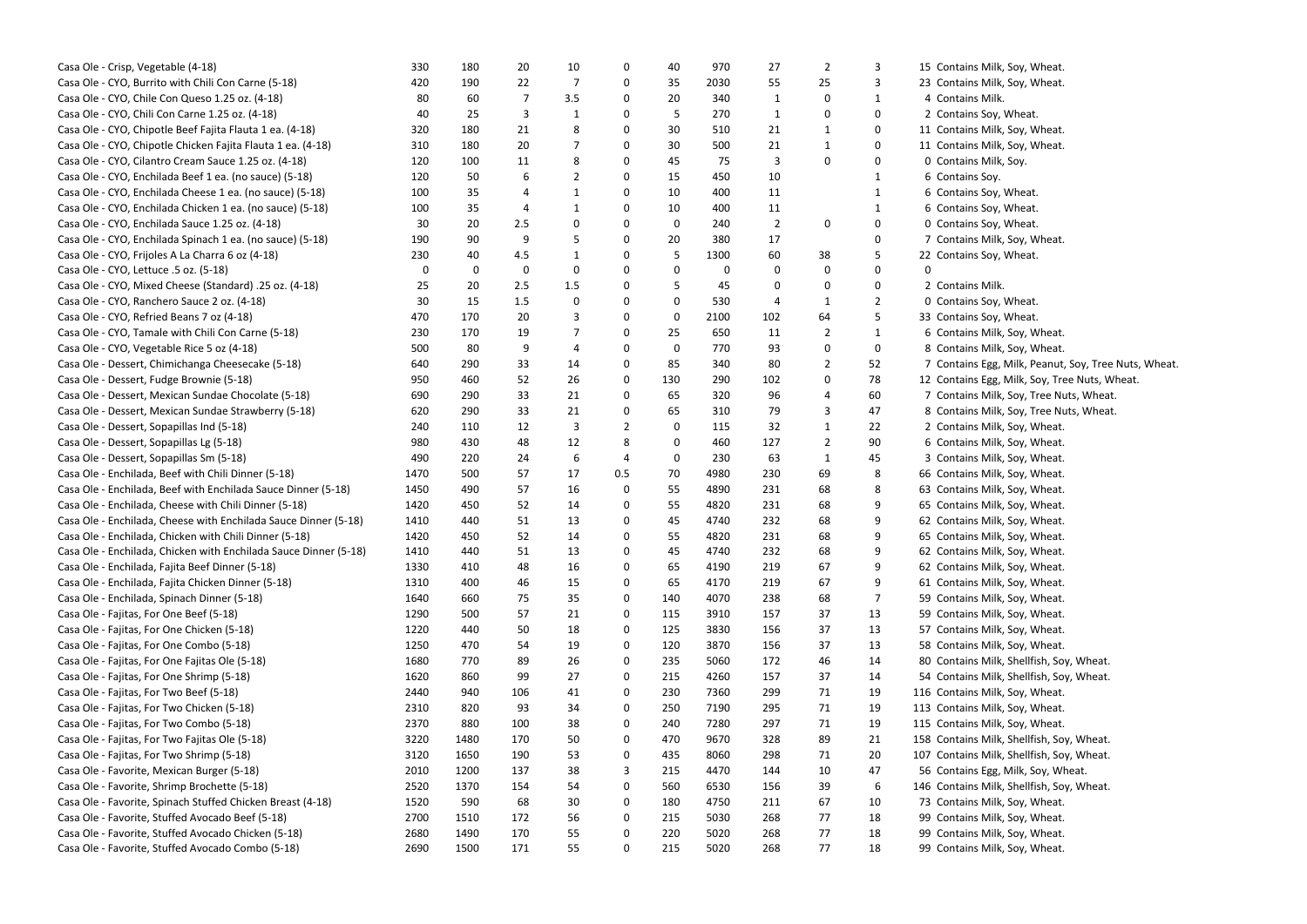| | | | | | | | | | | | | |
|---|---|---|---|---|---|---|---|---|---|---|---|---|
| Casa Ole - Crisp, Vegetable (4-18) | 330 | 180 | 20 | 10 | 0 | 40 | 970 | 27 | 2 | 3 | 15 | Contains Milk, Soy, Wheat. |
| Casa Ole - CYO, Burrito with Chili Con Carne (5-18) | 420 | 190 | 22 | 7 | 0 | 35 | 2030 | 55 | 25 | 3 | 23 | Contains Milk, Soy, Wheat. |
| Casa Ole - CYO, Chile Con Queso 1.25 oz. (4-18) | 80 | 60 | 7 | 3.5 | 0 | 20 | 340 | 1 | 0 | 1 | 4 | Contains Milk. |
| Casa Ole - CYO, Chili Con Carne 1.25 oz. (4-18) | 40 | 25 | 3 | 1 | 0 | 5 | 270 | 1 | 0 | 0 | 2 | Contains Soy, Wheat. |
| Casa Ole - CYO, Chipotle Beef Fajita Flauta 1 ea. (4-18) | 320 | 180 | 21 | 8 | 0 | 30 | 510 | 21 | 1 | 0 | 11 | Contains Milk, Soy, Wheat. |
| Casa Ole - CYO, Chipotle Chicken Fajita Flauta 1 ea. (4-18) | 310 | 180 | 20 | 7 | 0 | 30 | 500 | 21 | 1 | 0 | 11 | Contains Milk, Soy, Wheat. |
| Casa Ole - CYO, Cilantro Cream Sauce 1.25 oz. (4-18) | 120 | 100 | 11 | 8 | 0 | 45 | 75 | 3 | 0 | 0 | 0 | Contains Milk, Soy. |
| Casa Ole - CYO, Enchilada Beef 1 ea. (no sauce) (5-18) | 120 | 50 | 6 | 2 | 0 | 15 | 450 | 10 | | 1 | 6 | Contains Soy. |
| Casa Ole - CYO, Enchilada Cheese 1 ea. (no sauce) (5-18) | 100 | 35 | 4 | 1 | 0 | 10 | 400 | 11 | | 1 | 6 | Contains Soy, Wheat. |
| Casa Ole - CYO, Enchilada Chicken 1 ea. (no sauce) (5-18) | 100 | 35 | 4 | 1 | 0 | 10 | 400 | 11 | | 1 | 6 | Contains Soy, Wheat. |
| Casa Ole - CYO, Enchilada Sauce 1.25 oz. (4-18) | 30 | 20 | 2.5 | 0 | 0 | 0 | 240 | 2 | 0 | 0 | 0 | Contains Soy, Wheat. |
| Casa Ole - CYO, Enchilada Spinach 1 ea. (no sauce) (5-18) | 190 | 90 | 9 | 5 | 0 | 20 | 380 | 17 | | 0 | 7 | Contains Milk, Soy, Wheat. |
| Casa Ole - CYO, Frijoles A La Charra 6 oz (4-18) | 230 | 40 | 4.5 | 1 | 0 | 5 | 1300 | 60 | 38 | 5 | 22 | Contains Soy, Wheat. |
| Casa Ole - CYO, Lettuce .5 oz. (5-18) | 0 | 0 | 0 | 0 | 0 | 0 | 0 | 0 | 0 | 0 | 0 | |
| Casa Ole - CYO, Mixed Cheese (Standard) .25 oz. (4-18) | 25 | 20 | 2.5 | 1.5 | 0 | 5 | 45 | 0 | 0 | 0 | 2 | Contains Milk. |
| Casa Ole - CYO, Ranchero Sauce 2 oz. (4-18) | 30 | 15 | 1.5 | 0 | 0 | 0 | 530 | 4 | 1 | 2 | 0 | Contains Soy, Wheat. |
| Casa Ole - CYO, Refried Beans 7 oz (4-18) | 470 | 170 | 20 | 3 | 0 | 0 | 2100 | 102 | 64 | 5 | 33 | Contains Soy, Wheat. |
| Casa Ole - CYO, Tamale with Chili Con Carne (5-18) | 230 | 170 | 19 | 7 | 0 | 25 | 650 | 11 | 2 | 1 | 6 | Contains Milk, Soy, Wheat. |
| Casa Ole - CYO, Vegetable Rice 5 oz (4-18) | 500 | 80 | 9 | 4 | 0 | 0 | 770 | 93 | 0 | 0 | 8 | Contains Milk, Soy, Wheat. |
| Casa Ole - Dessert, Chimichanga Cheesecake (5-18) | 640 | 290 | 33 | 14 | 0 | 85 | 340 | 80 | 2 | 52 | 7 | Contains Egg, Milk, Peanut, Soy, Tree Nuts, Wheat. |
| Casa Ole - Dessert, Fudge Brownie (5-18) | 950 | 460 | 52 | 26 | 0 | 130 | 290 | 102 | 0 | 78 | 12 | Contains Egg, Milk, Soy, Tree Nuts, Wheat. |
| Casa Ole - Dessert, Mexican Sundae Chocolate (5-18) | 690 | 290 | 33 | 21 | 0 | 65 | 320 | 96 | 4 | 60 | 7 | Contains Milk, Soy, Tree Nuts, Wheat. |
| Casa Ole - Dessert, Mexican Sundae Strawberry (5-18) | 620 | 290 | 33 | 21 | 0 | 65 | 310 | 79 | 3 | 47 | 8 | Contains Milk, Soy, Tree Nuts, Wheat. |
| Casa Ole - Dessert, Sopapillas Ind (5-18) | 240 | 110 | 12 | 3 | 2 | 0 | 115 | 32 | 1 | 22 | 2 | Contains Milk, Soy, Wheat. |
| Casa Ole - Dessert, Sopapillas Lg (5-18) | 980 | 430 | 48 | 12 | 8 | 0 | 460 | 127 | 2 | 90 | 6 | Contains Milk, Soy, Wheat. |
| Casa Ole - Dessert, Sopapillas Sm (5-18) | 490 | 220 | 24 | 6 | 4 | 0 | 230 | 63 | 1 | 45 | 3 | Contains Milk, Soy, Wheat. |
| Casa Ole - Enchilada, Beef with Chili Dinner (5-18) | 1470 | 500 | 57 | 17 | 0.5 | 70 | 4980 | 230 | 69 | 8 | 66 | Contains Milk, Soy, Wheat. |
| Casa Ole - Enchilada, Beef with Enchilada Sauce Dinner (5-18) | 1450 | 490 | 57 | 16 | 0 | 55 | 4890 | 231 | 68 | 8 | 63 | Contains Milk, Soy, Wheat. |
| Casa Ole - Enchilada, Cheese with Chili Dinner (5-18) | 1420 | 450 | 52 | 14 | 0 | 55 | 4820 | 231 | 68 | 9 | 65 | Contains Milk, Soy, Wheat. |
| Casa Ole - Enchilada, Cheese with Enchilada Sauce Dinner (5-18) | 1410 | 440 | 51 | 13 | 0 | 45 | 4740 | 232 | 68 | 9 | 62 | Contains Milk, Soy, Wheat. |
| Casa Ole - Enchilada, Chicken with Chili Dinner (5-18) | 1420 | 450 | 52 | 14 | 0 | 55 | 4820 | 231 | 68 | 9 | 65 | Contains Milk, Soy, Wheat. |
| Casa Ole - Enchilada, Chicken with Enchilada Sauce Dinner (5-18) | 1410 | 440 | 51 | 13 | 0 | 45 | 4740 | 232 | 68 | 9 | 62 | Contains Milk, Soy, Wheat. |
| Casa Ole - Enchilada, Fajita Beef Dinner (5-18) | 1330 | 410 | 48 | 16 | 0 | 65 | 4190 | 219 | 67 | 9 | 62 | Contains Milk, Soy, Wheat. |
| Casa Ole - Enchilada, Fajita Chicken Dinner (5-18) | 1310 | 400 | 46 | 15 | 0 | 65 | 4170 | 219 | 67 | 9 | 61 | Contains Milk, Soy, Wheat. |
| Casa Ole - Enchilada, Spinach Dinner (5-18) | 1640 | 660 | 75 | 35 | 0 | 140 | 4070 | 238 | 68 | 7 | 59 | Contains Milk, Soy, Wheat. |
| Casa Ole - Fajitas, For One Beef (5-18) | 1290 | 500 | 57 | 21 | 0 | 115 | 3910 | 157 | 37 | 13 | 59 | Contains Milk, Soy, Wheat. |
| Casa Ole - Fajitas, For One Chicken (5-18) | 1220 | 440 | 50 | 18 | 0 | 125 | 3830 | 156 | 37 | 13 | 57 | Contains Milk, Soy, Wheat. |
| Casa Ole - Fajitas, For One Combo (5-18) | 1250 | 470 | 54 | 19 | 0 | 120 | 3870 | 156 | 37 | 13 | 58 | Contains Milk, Soy, Wheat. |
| Casa Ole - Fajitas, For One Fajitas Ole (5-18) | 1680 | 770 | 89 | 26 | 0 | 235 | 5060 | 172 | 46 | 14 | 80 | Contains Milk, Shellfish, Soy, Wheat. |
| Casa Ole - Fajitas, For One Shrimp (5-18) | 1620 | 860 | 99 | 27 | 0 | 215 | 4260 | 157 | 37 | 14 | 54 | Contains Milk, Shellfish, Soy, Wheat. |
| Casa Ole - Fajitas, For Two Beef (5-18) | 2440 | 940 | 106 | 41 | 0 | 230 | 7360 | 299 | 71 | 19 | 116 | Contains Milk, Soy, Wheat. |
| Casa Ole - Fajitas, For Two Chicken (5-18) | 2310 | 820 | 93 | 34 | 0 | 250 | 7190 | 295 | 71 | 19 | 113 | Contains Milk, Soy, Wheat. |
| Casa Ole - Fajitas, For Two Combo (5-18) | 2370 | 880 | 100 | 38 | 0 | 240 | 7280 | 297 | 71 | 19 | 115 | Contains Milk, Soy, Wheat. |
| Casa Ole - Fajitas, For Two Fajitas Ole (5-18) | 3220 | 1480 | 170 | 50 | 0 | 470 | 9670 | 328 | 89 | 21 | 158 | Contains Milk, Shellfish, Soy, Wheat. |
| Casa Ole - Fajitas, For Two Shrimp (5-18) | 3120 | 1650 | 190 | 53 | 0 | 435 | 8060 | 298 | 71 | 20 | 107 | Contains Milk, Shellfish, Soy, Wheat. |
| Casa Ole - Favorite, Mexican Burger (5-18) | 2010 | 1200 | 137 | 38 | 3 | 215 | 4470 | 144 | 10 | 47 | 56 | Contains Egg, Milk, Soy, Wheat. |
| Casa Ole - Favorite, Shrimp Brochette (5-18) | 2520 | 1370 | 154 | 54 | 0 | 560 | 6530 | 156 | 39 | 6 | 146 | Contains Milk, Shellfish, Soy, Wheat. |
| Casa Ole - Favorite, Spinach Stuffed Chicken Breast (4-18) | 1520 | 590 | 68 | 30 | 0 | 180 | 4750 | 211 | 67 | 10 | 73 | Contains Milk, Soy, Wheat. |
| Casa Ole - Favorite, Stuffed Avocado Beef (5-18) | 2700 | 1510 | 172 | 56 | 0 | 215 | 5030 | 268 | 77 | 18 | 99 | Contains Milk, Soy, Wheat. |
| Casa Ole - Favorite, Stuffed Avocado Chicken (5-18) | 2680 | 1490 | 170 | 55 | 0 | 220 | 5020 | 268 | 77 | 18 | 99 | Contains Milk, Soy, Wheat. |
| Casa Ole - Favorite, Stuffed Avocado Combo (5-18) | 2690 | 1500 | 171 | 55 | 0 | 215 | 5020 | 268 | 77 | 18 | 99 | Contains Milk, Soy, Wheat. |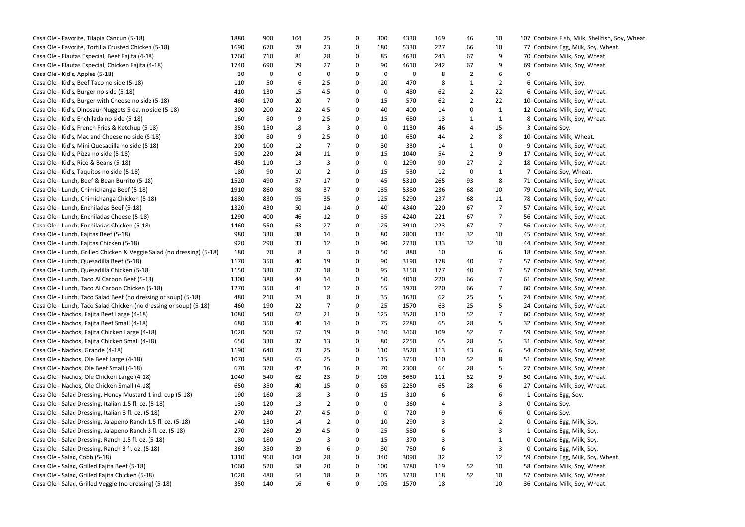| | | | | | | | | | | | |
|---|---|---|---|---|---|---|---|---|---|---|---|
| Casa Ole - Favorite, Tilapia Cancun (5-18) | 1880 | 900 | 104 | 25 | 0 | 300 | 4330 | 169 | 46 | 10 | 107 Contains Fish, Milk, Shellfish, Soy, Wheat. |
| Casa Ole - Favorite, Tortilla Crusted Chicken (5-18) | 1690 | 670 | 78 | 23 | 0 | 180 | 5330 | 227 | 66 | 10 | 77 Contains Egg, Milk, Soy, Wheat. |
| Casa Ole - Flautas Especial, Beef Fajita (4-18) | 1760 | 710 | 81 | 28 | 0 | 85 | 4630 | 243 | 67 | 9 | 70 Contains Milk, Soy, Wheat. |
| Casa Ole - Flautas Especial, Chicken Fajita (4-18) | 1740 | 690 | 79 | 27 | 0 | 90 | 4610 | 242 | 67 | 9 | 69 Contains Milk, Soy, Wheat. |
| Casa Ole - Kid's, Apples (5-18) | 30 | 0 | 0 | 0 | 0 | 0 | 0 | 8 | 2 | 6 | 0 |
| Casa Ole - Kid's, Beef Taco no side (5-18) | 110 | 50 | 6 | 2.5 | 0 | 20 | 470 | 8 | 1 | 2 | 6 Contains Milk, Soy. |
| Casa Ole - Kid's, Burger no side (5-18) | 410 | 130 | 15 | 4.5 | 0 | 0 | 480 | 62 | 2 | 22 | 6 Contains Milk, Soy, Wheat. |
| Casa Ole - Kid's, Burger with Cheese no side (5-18) | 460 | 170 | 20 | 7 | 0 | 15 | 570 | 62 | 2 | 22 | 10 Contains Milk, Soy, Wheat. |
| Casa Ole - Kid's, Dinosaur Nuggets 5 ea. no side (5-18) | 300 | 200 | 22 | 4.5 | 0 | 40 | 400 | 14 | 0 | 1 | 12 Contains Milk, Soy, Wheat. |
| Casa Ole - Kid's, Enchilada no side (5-18) | 160 | 80 | 9 | 2.5 | 0 | 15 | 680 | 13 | 1 | 1 | 8 Contains Milk, Soy, Wheat. |
| Casa Ole - Kid's, French Fries & Ketchup (5-18) | 350 | 150 | 18 | 3 | 0 | 0 | 1130 | 46 | 4 | 15 | 3 Contains Soy. |
| Casa Ole - Kid's, Mac and Cheese no side (5-18) | 300 | 80 | 9 | 2.5 | 0 | 10 | 650 | 44 | 2 | 8 | 10 Contains Milk, Wheat. |
| Casa Ole - Kid's, Mini Quesadilla no side (5-18) | 200 | 100 | 12 | 7 | 0 | 30 | 330 | 14 | 1 | 0 | 9 Contains Milk, Soy, Wheat. |
| Casa Ole - Kid's, Pizza no side (5-18) | 500 | 220 | 24 | 11 | 0 | 15 | 1040 | 54 | 2 | 9 | 17 Contains Milk, Soy, Wheat. |
| Casa Ole - Kid's, Rice & Beans (5-18) | 450 | 110 | 13 | 3 | 0 | 0 | 1290 | 90 | 27 | 2 | 18 Contains Milk, Soy, Wheat. |
| Casa Ole - Kid's, Taquitos no side (5-18) | 180 | 90 | 10 | 2 | 0 | 15 | 530 | 12 | 0 | 1 | 7 Contains Soy, Wheat. |
| Casa Ole - Lunch, Beef & Bean Burrito (5-18) | 1520 | 490 | 57 | 17 | 0 | 45 | 5310 | 265 | 93 | 8 | 71 Contains Milk, Soy, Wheat. |
| Casa Ole - Lunch, Chimichanga Beef (5-18) | 1910 | 860 | 98 | 37 | 0 | 135 | 5380 | 236 | 68 | 10 | 79 Contains Milk, Soy, Wheat. |
| Casa Ole - Lunch, Chimichanga Chicken (5-18) | 1880 | 830 | 95 | 35 | 0 | 125 | 5290 | 237 | 68 | 11 | 78 Contains Milk, Soy, Wheat. |
| Casa Ole - Lunch, Enchiladas Beef (5-18) | 1320 | 430 | 50 | 14 | 0 | 40 | 4340 | 220 | 67 | 7 | 57 Contains Milk, Soy, Wheat. |
| Casa Ole - Lunch, Enchiladas Cheese (5-18) | 1290 | 400 | 46 | 12 | 0 | 35 | 4240 | 221 | 67 | 7 | 56 Contains Milk, Soy, Wheat. |
| Casa Ole - Lunch, Enchiladas Chicken (5-18) | 1460 | 550 | 63 | 27 | 0 | 125 | 3910 | 223 | 67 | 7 | 56 Contains Milk, Soy, Wheat. |
| Casa Ole - Lunch, Fajitas Beef (5-18) | 980 | 330 | 38 | 14 | 0 | 80 | 2800 | 134 | 32 | 10 | 45 Contains Milk, Soy, Wheat. |
| Casa Ole - Lunch, Fajitas Chicken (5-18) | 920 | 290 | 33 | 12 | 0 | 90 | 2730 | 133 | 32 | 10 | 44 Contains Milk, Soy, Wheat. |
| Casa Ole - Lunch, Grilled Chicken & Veggie Salad (no dressing) (5-18) | 180 | 70 | 8 | 3 | 0 | 50 | 880 | 10 | | 6 | 18 Contains Milk, Soy, Wheat. |
| Casa Ole - Lunch, Quesadilla Beef (5-18) | 1170 | 350 | 40 | 19 | 0 | 90 | 3190 | 178 | 40 | 7 | 57 Contains Milk, Soy, Wheat. |
| Casa Ole - Lunch, Quesadilla Chicken (5-18) | 1150 | 330 | 37 | 18 | 0 | 95 | 3150 | 177 | 40 | 7 | 57 Contains Milk, Soy, Wheat. |
| Casa Ole - Lunch, Taco Al Carbon Beef (5-18) | 1300 | 380 | 44 | 14 | 0 | 50 | 4010 | 220 | 66 | 7 | 61 Contains Milk, Soy, Wheat. |
| Casa Ole - Lunch, Taco Al Carbon Chicken (5-18) | 1270 | 350 | 41 | 12 | 0 | 55 | 3970 | 220 | 66 | 7 | 60 Contains Milk, Soy, Wheat. |
| Casa Ole - Lunch, Taco Salad Beef (no dressing or soup) (5-18) | 480 | 210 | 24 | 8 | 0 | 35 | 1630 | 62 | 25 | 5 | 24 Contains Milk, Soy, Wheat. |
| Casa Ole - Lunch, Taco Salad Chicken (no dressing or soup) (5-18) | 460 | 190 | 22 | 7 | 0 | 25 | 1570 | 63 | 25 | 5 | 24 Contains Milk, Soy, Wheat. |
| Casa Ole - Nachos, Fajita Beef Large (4-18) | 1080 | 540 | 62 | 21 | 0 | 125 | 3520 | 110 | 52 | 7 | 60 Contains Milk, Soy, Wheat. |
| Casa Ole - Nachos, Fajita Beef Small (4-18) | 680 | 350 | 40 | 14 | 0 | 75 | 2280 | 65 | 28 | 5 | 32 Contains Milk, Soy, Wheat. |
| Casa Ole - Nachos, Fajita Chicken Large (4-18) | 1020 | 500 | 57 | 19 | 0 | 130 | 3460 | 109 | 52 | 7 | 59 Contains Milk, Soy, Wheat. |
| Casa Ole - Nachos, Fajita Chicken Small (4-18) | 650 | 330 | 37 | 13 | 0 | 80 | 2250 | 65 | 28 | 5 | 31 Contains Milk, Soy, Wheat. |
| Casa Ole - Nachos, Grande (4-18) | 1190 | 640 | 73 | 25 | 0 | 110 | 3520 | 113 | 43 | 6 | 54 Contains Milk, Soy, Wheat. |
| Casa Ole - Nachos, Ole Beef Large (4-18) | 1070 | 580 | 65 | 25 | 0 | 115 | 3750 | 110 | 52 | 8 | 51 Contains Milk, Soy, Wheat. |
| Casa Ole - Nachos, Ole Beef Small (4-18) | 670 | 370 | 42 | 16 | 0 | 70 | 2300 | 64 | 28 | 5 | 27 Contains Milk, Soy, Wheat. |
| Casa Ole - Nachos, Ole Chicken Large (4-18) | 1040 | 540 | 62 | 23 | 0 | 105 | 3650 | 111 | 52 | 9 | 50 Contains Milk, Soy, Wheat. |
| Casa Ole - Nachos, Ole Chicken Small (4-18) | 650 | 350 | 40 | 15 | 0 | 65 | 2250 | 65 | 28 | 6 | 27 Contains Milk, Soy, Wheat. |
| Casa Ole - Salad Dressing, Honey Mustard 1 ind. cup (5-18) | 190 | 160 | 18 | 3 | 0 | 15 | 310 | 6 | | 6 | 1 Contains Egg, Soy. |
| Casa Ole - Salad Dressing, Italian 1.5 fl. oz. (5-18) | 130 | 120 | 13 | 2 | 0 | 0 | 360 | 4 | | 3 | 0 Contains Soy. |
| Casa Ole - Salad Dressing, Italian 3 fl. oz. (5-18) | 270 | 240 | 27 | 4.5 | 0 | 0 | 720 | 9 | | 6 | 0 Contains Soy. |
| Casa Ole - Salad Dressing, Jalapeno Ranch 1.5 fl. oz. (5-18) | 140 | 130 | 14 | 2 | 0 | 10 | 290 | 3 | | 2 | 0 Contains Egg, Milk, Soy. |
| Casa Ole - Salad Dressing, Jalapeno Ranch 3 fl. oz. (5-18) | 270 | 260 | 29 | 4.5 | 0 | 25 | 580 | 6 | | 3 | 1 Contains Egg, Milk, Soy. |
| Casa Ole - Salad Dressing, Ranch 1.5 fl. oz. (5-18) | 180 | 180 | 19 | 3 | 0 | 15 | 370 | 3 | | 1 | 0 Contains Egg, Milk, Soy. |
| Casa Ole - Salad Dressing, Ranch 3 fl. oz. (5-18) | 360 | 350 | 39 | 6 | 0 | 30 | 750 | 6 | | 3 | 0 Contains Egg, Milk, Soy. |
| Casa Ole - Salad, Cobb (5-18) | 1310 | 960 | 108 | 28 | 0 | 340 | 3090 | 32 | | 12 | 59 Contains Egg, Milk, Soy, Wheat. |
| Casa Ole - Salad, Grilled Fajita Beef (5-18) | 1060 | 520 | 58 | 20 | 0 | 100 | 3780 | 119 | 52 | 10 | 58 Contains Milk, Soy, Wheat. |
| Casa Ole - Salad, Grilled Fajita Chicken (5-18) | 1020 | 480 | 54 | 18 | 0 | 105 | 3730 | 118 | 52 | 10 | 57 Contains Milk, Soy, Wheat. |
| Casa Ole - Salad, Grilled Veggie (no dressing) (5-18) | 350 | 140 | 16 | 6 | 0 | 105 | 1570 | 18 | | 10 | 36 Contains Milk, Soy, Wheat. |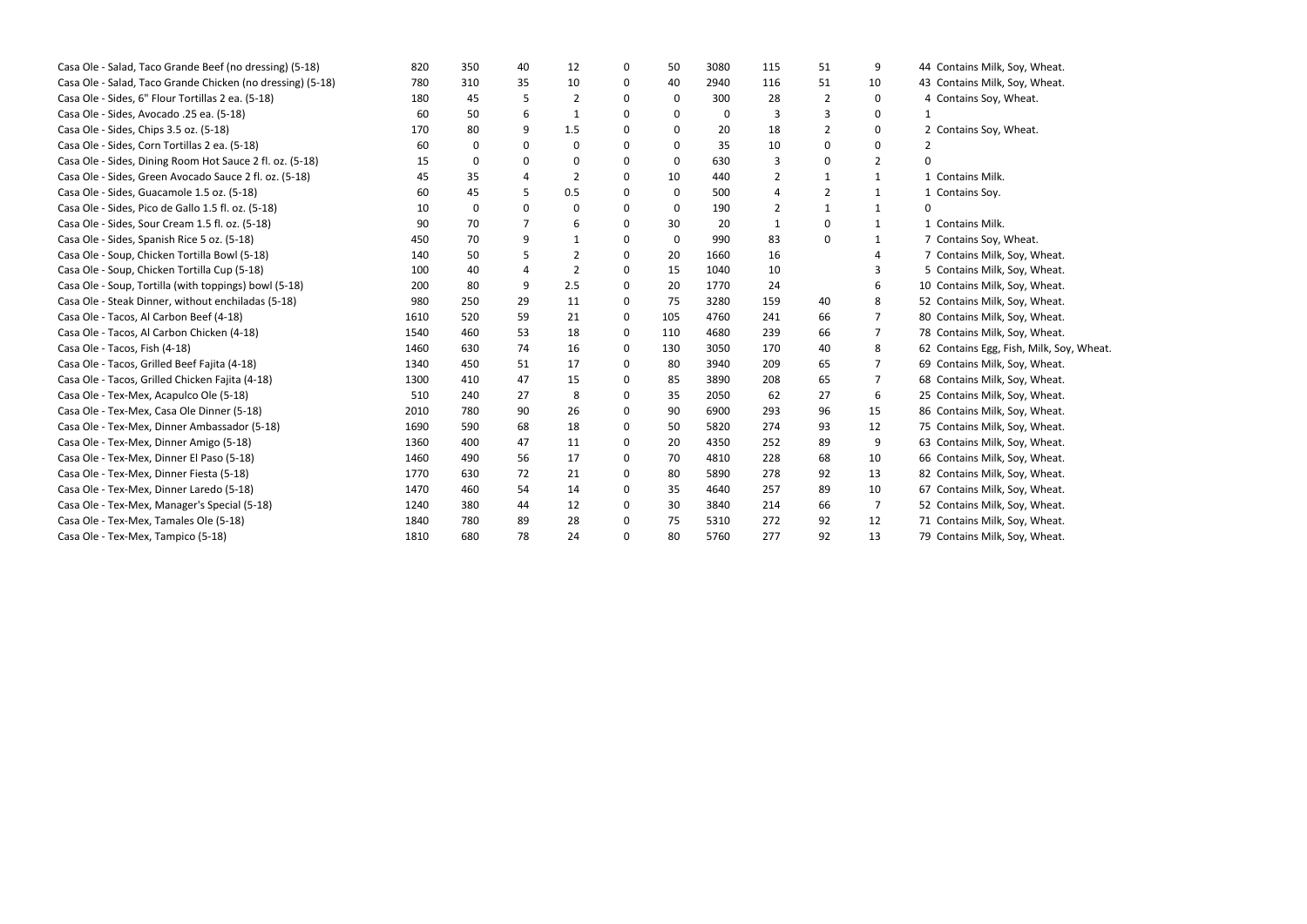| | | | | | | | | | | | | |
|---|---|---|---|---|---|---|---|---|---|---|---|---|
| Casa Ole - Salad, Taco Grande Beef (no dressing) (5-18) | 820 | 350 | 40 | 12 | 0 | 50 | 3080 | 115 | 51 | 9 | 44 | Contains Milk, Soy, Wheat. |
| Casa Ole - Salad, Taco Grande Chicken (no dressing) (5-18) | 780 | 310 | 35 | 10 | 0 | 40 | 2940 | 116 | 51 | 10 | 43 | Contains Milk, Soy, Wheat. |
| Casa Ole - Sides, 6" Flour Tortillas 2 ea. (5-18) | 180 | 45 | 5 | 2 | 0 | 0 | 300 | 28 | 2 | 0 | 4 | Contains Soy, Wheat. |
| Casa Ole - Sides, Avocado .25 ea. (5-18) | 60 | 50 | 6 | 1 | 0 | 0 | 0 | 3 | 3 | 0 | 1 | |
| Casa Ole - Sides, Chips 3.5 oz. (5-18) | 170 | 80 | 9 | 1.5 | 0 | 0 | 20 | 18 | 2 | 0 | 2 | Contains Soy, Wheat. |
| Casa Ole - Sides, Corn Tortillas 2 ea. (5-18) | 60 | 0 | 0 | 0 | 0 | 0 | 35 | 10 | 0 | 0 | 2 | |
| Casa Ole - Sides, Dining Room Hot Sauce 2 fl. oz. (5-18) | 15 | 0 | 0 | 0 | 0 | 0 | 630 | 3 | 0 | 2 | 0 | |
| Casa Ole - Sides, Green Avocado Sauce 2 fl. oz. (5-18) | 45 | 35 | 4 | 2 | 0 | 10 | 440 | 2 | 1 | 1 | 1 | Contains Milk. |
| Casa Ole - Sides, Guacamole 1.5 oz. (5-18) | 60 | 45 | 5 | 0.5 | 0 | 0 | 500 | 4 | 2 | 1 | 1 | Contains Soy. |
| Casa Ole - Sides, Pico de Gallo 1.5 fl. oz. (5-18) | 10 | 0 | 0 | 0 | 0 | 0 | 190 | 2 | 1 | 1 | 0 | |
| Casa Ole - Sides, Sour Cream 1.5 fl. oz. (5-18) | 90 | 70 | 7 | 6 | 0 | 30 | 20 | 1 | 0 | 1 | 1 | Contains Milk. |
| Casa Ole - Sides, Spanish Rice 5 oz. (5-18) | 450 | 70 | 9 | 1 | 0 | 0 | 990 | 83 | 0 | 1 | 7 | Contains Soy, Wheat. |
| Casa Ole - Soup, Chicken Tortilla Bowl (5-18) | 140 | 50 | 5 | 2 | 0 | 20 | 1660 | 16 | | 4 | 7 | Contains Milk, Soy, Wheat. |
| Casa Ole - Soup, Chicken Tortilla Cup (5-18) | 100 | 40 | 4 | 2 | 0 | 15 | 1040 | 10 | | 3 | 5 | Contains Milk, Soy, Wheat. |
| Casa Ole - Soup, Tortilla (with toppings) bowl (5-18) | 200 | 80 | 9 | 2.5 | 0 | 20 | 1770 | 24 | | 6 | 10 | Contains Milk, Soy, Wheat. |
| Casa Ole - Steak Dinner, without enchiladas (5-18) | 980 | 250 | 29 | 11 | 0 | 75 | 3280 | 159 | 40 | 8 | 52 | Contains Milk, Soy, Wheat. |
| Casa Ole - Tacos, Al Carbon Beef (4-18) | 1610 | 520 | 59 | 21 | 0 | 105 | 4760 | 241 | 66 | 7 | 80 | Contains Milk, Soy, Wheat. |
| Casa Ole - Tacos, Al Carbon Chicken (4-18) | 1540 | 460 | 53 | 18 | 0 | 110 | 4680 | 239 | 66 | 7 | 78 | Contains Milk, Soy, Wheat. |
| Casa Ole - Tacos, Fish (4-18) | 1460 | 630 | 74 | 16 | 0 | 130 | 3050 | 170 | 40 | 8 | 62 | Contains Egg, Fish, Milk, Soy, Wheat. |
| Casa Ole - Tacos, Grilled Beef Fajita (4-18) | 1340 | 450 | 51 | 17 | 0 | 80 | 3940 | 209 | 65 | 7 | 69 | Contains Milk, Soy, Wheat. |
| Casa Ole - Tacos, Grilled Chicken Fajita (4-18) | 1300 | 410 | 47 | 15 | 0 | 85 | 3890 | 208 | 65 | 7 | 68 | Contains Milk, Soy, Wheat. |
| Casa Ole - Tex-Mex, Acapulco Ole (5-18) | 510 | 240 | 27 | 8 | 0 | 35 | 2050 | 62 | 27 | 6 | 25 | Contains Milk, Soy, Wheat. |
| Casa Ole - Tex-Mex, Casa Ole Dinner (5-18) | 2010 | 780 | 90 | 26 | 0 | 90 | 6900 | 293 | 96 | 15 | 86 | Contains Milk, Soy, Wheat. |
| Casa Ole - Tex-Mex, Dinner Ambassador (5-18) | 1690 | 590 | 68 | 18 | 0 | 50 | 5820 | 274 | 93 | 12 | 75 | Contains Milk, Soy, Wheat. |
| Casa Ole - Tex-Mex, Dinner Amigo (5-18) | 1360 | 400 | 47 | 11 | 0 | 20 | 4350 | 252 | 89 | 9 | 63 | Contains Milk, Soy, Wheat. |
| Casa Ole - Tex-Mex, Dinner El Paso (5-18) | 1460 | 490 | 56 | 17 | 0 | 70 | 4810 | 228 | 68 | 10 | 66 | Contains Milk, Soy, Wheat. |
| Casa Ole - Tex-Mex, Dinner Fiesta (5-18) | 1770 | 630 | 72 | 21 | 0 | 80 | 5890 | 278 | 92 | 13 | 82 | Contains Milk, Soy, Wheat. |
| Casa Ole - Tex-Mex, Dinner Laredo (5-18) | 1470 | 460 | 54 | 14 | 0 | 35 | 4640 | 257 | 89 | 10 | 67 | Contains Milk, Soy, Wheat. |
| Casa Ole - Tex-Mex, Manager's Special (5-18) | 1240 | 380 | 44 | 12 | 0 | 30 | 3840 | 214 | 66 | 7 | 52 | Contains Milk, Soy, Wheat. |
| Casa Ole - Tex-Mex, Tamales Ole (5-18) | 1840 | 780 | 89 | 28 | 0 | 75 | 5310 | 272 | 92 | 12 | 71 | Contains Milk, Soy, Wheat. |
| Casa Ole - Tex-Mex, Tampico (5-18) | 1810 | 680 | 78 | 24 | 0 | 80 | 5760 | 277 | 92 | 13 | 79 | Contains Milk, Soy, Wheat. |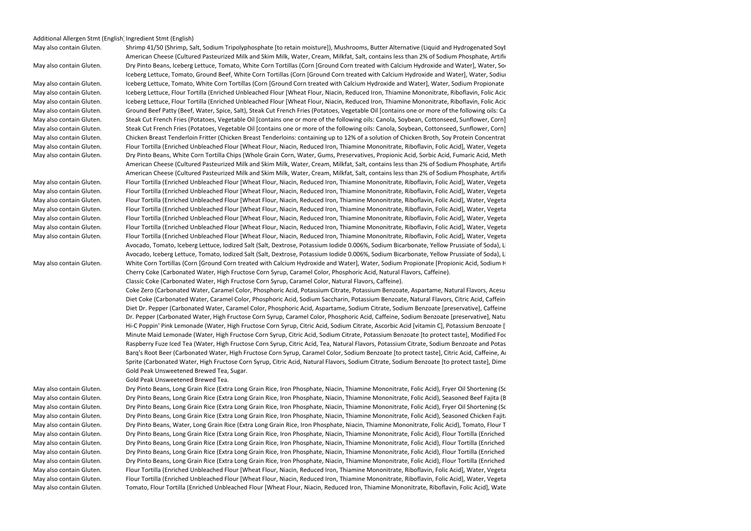| Additional Allergen Stmt (English) | Ingredient Stmt (English) |
|---|---|
| May also contain Gluten. | Shrimp 41/50 (Shrimp, Salt, Sodium Tripolyphosphate [to retain moisture]), Mushrooms, Butter Alternative (Liquid and Hydrogenated Soyb |
| | American Cheese (Cultured Pasteurized Milk and Skim Milk, Water, Cream, Milkfat, Salt, contains less than 2% of Sodium Phosphate, Artifi |
| May also contain Gluten. | Dry Pinto Beans, Iceberg Lettuce, Tomato, White Corn Tortillas (Corn [Ground Corn treated with Calcium Hydroxide and Water], Water, So |
| | Iceberg Lettuce, Tomato, Ground Beef, White Corn Tortillas (Corn [Ground Corn treated with Calcium Hydroxide and Water], Water, Sodiu |
| May also contain Gluten. | Iceberg Lettuce, Tomato, White Corn Tortillas (Corn [Ground Corn treated with Calcium Hydroxide and Water], Water, Sodium Propionate |
| May also contain Gluten. | Iceberg Lettuce, Flour Tortilla (Enriched Unbleached Flour [Wheat Flour, Niacin, Reduced Iron, Thiamine Mononitrate, Riboflavin, Folic Acid |
| May also contain Gluten. | Iceberg Lettuce, Flour Tortilla (Enriched Unbleached Flour [Wheat Flour, Niacin, Reduced Iron, Thiamine Mononitrate, Riboflavin, Folic Acid |
| May also contain Gluten. | Ground Beef Patty (Beef, Water, Spice, Salt), Steak Cut French Fries (Potatoes, Vegetable Oil [contains one or more of the following oils: Ca |
| May also contain Gluten. | Steak Cut French Fries (Potatoes, Vegetable Oil [contains one or more of the following oils: Canola, Soybean, Cottonseed, Sunflower, Corn] |
| May also contain Gluten. | Steak Cut French Fries (Potatoes, Vegetable Oil [contains one or more of the following oils: Canola, Soybean, Cottonseed, Sunflower, Corn] |
| May also contain Gluten. | Chicken Breast Tenderloin Fritter (Chicken Breast Tenderloins: containing up to 12% of a solution of Chicken Broth, Soy Protein Concentrat |
| May also contain Gluten. | Flour Tortilla (Enriched Unbleached Flour [Wheat Flour, Niacin, Reduced Iron, Thiamine Mononitrate, Riboflavin, Folic Acid], Water, Vegeta |
| May also contain Gluten. | Dry Pinto Beans, White Corn Tortilla Chips (Whole Grain Corn, Water, Gums, Preservatives, Propionic Acid, Sorbic Acid, Fumaric Acid, Meth |
| | American Cheese (Cultured Pasteurized Milk and Skim Milk, Water, Cream, Milkfat, Salt, contains less than 2% of Sodium Phosphate, Artifi |
| | American Cheese (Cultured Pasteurized Milk and Skim Milk, Water, Cream, Milkfat, Salt, contains less than 2% of Sodium Phosphate, Artifi |
| May also contain Gluten. | Flour Tortilla (Enriched Unbleached Flour [Wheat Flour, Niacin, Reduced Iron, Thiamine Mononitrate, Riboflavin, Folic Acid], Water, Vegeta |
| May also contain Gluten. | Flour Tortilla (Enriched Unbleached Flour [Wheat Flour, Niacin, Reduced Iron, Thiamine Mononitrate, Riboflavin, Folic Acid], Water, Vegeta |
| May also contain Gluten. | Flour Tortilla (Enriched Unbleached Flour [Wheat Flour, Niacin, Reduced Iron, Thiamine Mononitrate, Riboflavin, Folic Acid], Water, Vegeta |
| May also contain Gluten. | Flour Tortilla (Enriched Unbleached Flour [Wheat Flour, Niacin, Reduced Iron, Thiamine Mononitrate, Riboflavin, Folic Acid], Water, Vegeta |
| May also contain Gluten. | Flour Tortilla (Enriched Unbleached Flour [Wheat Flour, Niacin, Reduced Iron, Thiamine Mononitrate, Riboflavin, Folic Acid], Water, Vegeta |
| May also contain Gluten. | Flour Tortilla (Enriched Unbleached Flour [Wheat Flour, Niacin, Reduced Iron, Thiamine Mononitrate, Riboflavin, Folic Acid], Water, Vegeta |
| May also contain Gluten. | Flour Tortilla (Enriched Unbleached Flour [Wheat Flour, Niacin, Reduced Iron, Thiamine Mononitrate, Riboflavin, Folic Acid], Water, Vegeta |
| | Avocado, Tomato, Iceberg Lettuce, Iodized Salt (Salt, Dextrose, Potassium Iodide 0.006%, Sodium Bicarbonate, Yellow Prussiate of Soda), Li |
| | Avocado, Iceberg Lettuce, Tomato, Iodized Salt (Salt, Dextrose, Potassium Iodide 0.006%, Sodium Bicarbonate, Yellow Prussiate of Soda), Li |
| May also contain Gluten. | White Corn Tortillas (Corn [Ground Corn treated with Calcium Hydroxide and Water], Water, Sodium Propionate [Propionic Acid, Sodium H |
| | Cherry Coke (Carbonated Water, High Fructose Corn Syrup, Caramel Color, Phosphoric Acid, Natural Flavors, Caffeine). |
| | Classic Coke (Carbonated Water, High Fructose Corn Syrup, Caramel Color, Natural Flavors, Caffeine). |
| | Coke Zero (Carbonated Water, Caramel Color, Phosphoric Acid, Potassium Citrate, Potassium Benzoate, Aspartame, Natural Flavors, Acesu |
| | Diet Coke (Carbonated Water, Caramel Color, Phosphoric Acid, Sodium Saccharin, Potassium Benzoate, Natural Flavors, Citric Acid, Caffein |
| | Diet Dr. Pepper (Carbonated Water, Caramel Color, Phosphoric Acid, Aspartame, Sodium Citrate, Sodium Benzoate [preservative], Caffeine |
| | Dr. Pepper (Carbonated Water, High Fructose Corn Syrup, Caramel Color, Phosphoric Acid, Caffeine, Sodium Benzoate [preservative], Natu |
| | Hi-C Poppin' Pink Lemonade (Water, High Fructose Corn Syrup, Citric Acid, Sodium Citrate, Ascorbic Acid [vitamin C], Potassium Benzoate [ |
| | Minute Maid Lemonade (Water, High Fructose Corn Syrup, Citric Acid, Sodium Citrate, Potassium Benzoate [to protect taste], Modified Foo |
| | Raspberry Fuze Iced Tea (Water, High Fructose Corn Syrup, Citric Acid, Tea, Natural Flavors, Potassium Citrate, Sodium Benzoate and Potas |
| | Barq's Root Beer (Carbonated Water, High Fructose Corn Syrup, Caramel Color, Sodium Benzoate [to protect taste], Citric Acid, Caffeine, Ar |
| | Sprite (Carbonated Water, High Fructose Corn Syrup, Citric Acid, Natural Flavors, Sodium Citrate, Sodium Benzoate [to protect taste], Dime |
| | Gold Peak Unsweetened Brewed Tea, Sugar. |
| | Gold Peak Unsweetened Brewed Tea. |
| May also contain Gluten. | Dry Pinto Beans, Long Grain Rice (Extra Long Grain Rice, Iron Phosphate, Niacin, Thiamine Mononitrate, Folic Acid), Fryer Oil Shortening (So |
| May also contain Gluten. | Dry Pinto Beans, Long Grain Rice (Extra Long Grain Rice, Iron Phosphate, Niacin, Thiamine Mononitrate, Folic Acid), Seasoned Beef Fajita (B |
| May also contain Gluten. | Dry Pinto Beans, Long Grain Rice (Extra Long Grain Rice, Iron Phosphate, Niacin, Thiamine Mononitrate, Folic Acid), Fryer Oil Shortening (So |
| May also contain Gluten. | Dry Pinto Beans, Long Grain Rice (Extra Long Grain Rice, Iron Phosphate, Niacin, Thiamine Mononitrate, Folic Acid), Seasoned Chicken Fajita |
| May also contain Gluten. | Dry Pinto Beans, Water, Long Grain Rice (Extra Long Grain Rice, Iron Phosphate, Niacin, Thiamine Mononitrate, Folic Acid), Tomato, Flour T |
| May also contain Gluten. | Dry Pinto Beans, Long Grain Rice (Extra Long Grain Rice, Iron Phosphate, Niacin, Thiamine Mononitrate, Folic Acid), Flour Tortilla (Enriched |
| May also contain Gluten. | Dry Pinto Beans, Long Grain Rice (Extra Long Grain Rice, Iron Phosphate, Niacin, Thiamine Mononitrate, Folic Acid), Flour Tortilla (Enriched |
| May also contain Gluten. | Dry Pinto Beans, Long Grain Rice (Extra Long Grain Rice, Iron Phosphate, Niacin, Thiamine Mononitrate, Folic Acid), Flour Tortilla (Enriched |
| May also contain Gluten. | Dry Pinto Beans, Long Grain Rice (Extra Long Grain Rice, Iron Phosphate, Niacin, Thiamine Mononitrate, Folic Acid), Flour Tortilla (Enriched |
| May also contain Gluten. | Flour Tortilla (Enriched Unbleached Flour [Wheat Flour, Niacin, Reduced Iron, Thiamine Mononitrate, Riboflavin, Folic Acid], Water, Vegeta |
| May also contain Gluten. | Flour Tortilla (Enriched Unbleached Flour [Wheat Flour, Niacin, Reduced Iron, Thiamine Mononitrate, Riboflavin, Folic Acid], Water, Vegeta |
| May also contain Gluten. | Tomato, Flour Tortilla (Enriched Unbleached Flour [Wheat Flour, Niacin, Reduced Iron, Thiamine Mononitrate, Riboflavin, Folic Acid], Wate |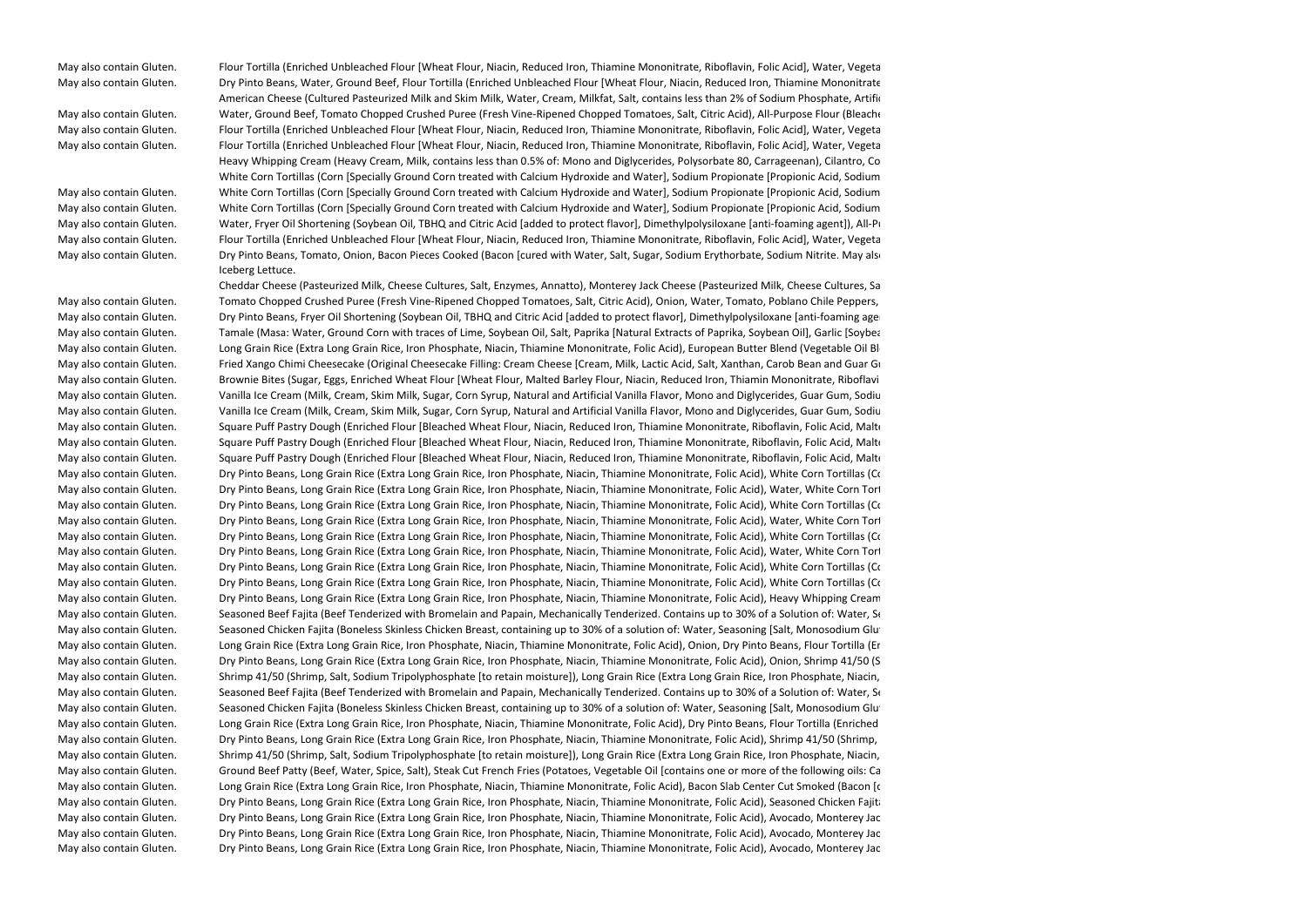| | |
|---|---|
| May also contain Gluten. | Flour Tortilla (Enriched Unbleached Flour [Wheat Flour, Niacin, Reduced Iron, Thiamine Mononitrate, Riboflavin, Folic Acid], Water, Vegeta |
| May also contain Gluten. | Dry Pinto Beans, Water, Ground Beef, Flour Tortilla (Enriched Unbleached Flour [Wheat Flour, Niacin, Reduced Iron, Thiamine Mononitrate |
| | American Cheese (Cultured Pasteurized Milk and Skim Milk, Water, Cream, Milkfat, Salt, contains less than 2% of Sodium Phosphate, Artifi |
| May also contain Gluten. | Water, Ground Beef, Tomato Chopped Crushed Puree (Fresh Vine-Ripened Chopped Tomatoes, Salt, Citric Acid), All-Purpose Flour (Bleache |
| May also contain Gluten. | Flour Tortilla (Enriched Unbleached Flour [Wheat Flour, Niacin, Reduced Iron, Thiamine Mononitrate, Riboflavin, Folic Acid], Water, Vegeta |
| May also contain Gluten. | Flour Tortilla (Enriched Unbleached Flour [Wheat Flour, Niacin, Reduced Iron, Thiamine Mononitrate, Riboflavin, Folic Acid], Water, Vegeta |
| | Heavy Whipping Cream (Heavy Cream, Milk, contains less than 0.5% of: Mono and Diglycerides, Polysorbate 80, Carrageenan), Cilantro, Co |
| | White Corn Tortillas (Corn [Specially Ground Corn treated with Calcium Hydroxide and Water], Sodium Propionate [Propionic Acid, Sodium |
| May also contain Gluten. | White Corn Tortillas (Corn [Specially Ground Corn treated with Calcium Hydroxide and Water], Sodium Propionate [Propionic Acid, Sodium |
| May also contain Gluten. | White Corn Tortillas (Corn [Specially Ground Corn treated with Calcium Hydroxide and Water], Sodium Propionate [Propionic Acid, Sodium |
| May also contain Gluten. | Water, Fryer Oil Shortening (Soybean Oil, TBHQ and Citric Acid [added to protect flavor], Dimethylpolysiloxane [anti-foaming agent]), All-P |
| May also contain Gluten. | Flour Tortilla (Enriched Unbleached Flour [Wheat Flour, Niacin, Reduced Iron, Thiamine Mononitrate, Riboflavin, Folic Acid], Water, Vegeta |
| May also contain Gluten. | Dry Pinto Beans, Tomato, Onion, Bacon Pieces Cooked (Bacon [cured with Water, Salt, Sugar, Sodium Erythorbate, Sodium Nitrite. May als |
| | Iceberg Lettuce. |
| | Cheddar Cheese (Pasteurized Milk, Cheese Cultures, Salt, Enzymes, Annatto), Monterey Jack Cheese (Pasteurized Milk, Cheese Cultures, Sa |
| May also contain Gluten. | Tomato Chopped Crushed Puree (Fresh Vine-Ripened Chopped Tomatoes, Salt, Citric Acid), Onion, Water, Tomato, Poblano Chile Peppers, |
| May also contain Gluten. | Dry Pinto Beans, Fryer Oil Shortening (Soybean Oil, TBHQ and Citric Acid [added to protect flavor], Dimethylpolysiloxane [anti-foaming age |
| May also contain Gluten. | Tamale (Masa: Water, Ground Corn with traces of Lime, Soybean Oil, Salt, Paprika [Natural Extracts of Paprika, Soybean Oil], Garlic [Soybe |
| May also contain Gluten. | Long Grain Rice (Extra Long Grain Rice, Iron Phosphate, Niacin, Thiamine Mononitrate, Folic Acid), European Butter Blend (Vegetable Oil Bl |
| May also contain Gluten. | Fried Xango Chimi Cheesecake (Original Cheesecake Filling: Cream Cheese [Cream, Milk, Lactic Acid, Salt, Xanthan, Carob Bean and Guar G |
| May also contain Gluten. | Brownie Bites (Sugar, Eggs, Enriched Wheat Flour [Wheat Flour, Malted Barley Flour, Niacin, Reduced Iron, Thiamin Mononitrate, Riboflavi |
| May also contain Gluten. | Vanilla Ice Cream (Milk, Cream, Skim Milk, Sugar, Corn Syrup, Natural and Artificial Vanilla Flavor, Mono and Diglycerides, Guar Gum, Sodiu |
| May also contain Gluten. | Vanilla Ice Cream (Milk, Cream, Skim Milk, Sugar, Corn Syrup, Natural and Artificial Vanilla Flavor, Mono and Diglycerides, Guar Gum, Sodiu |
| May also contain Gluten. | Square Puff Pastry Dough (Enriched Flour [Bleached Wheat Flour, Niacin, Reduced Iron, Thiamine Mononitrate, Riboflavin, Folic Acid, Malt |
| May also contain Gluten. | Square Puff Pastry Dough (Enriched Flour [Bleached Wheat Flour, Niacin, Reduced Iron, Thiamine Mononitrate, Riboflavin, Folic Acid, Malt |
| May also contain Gluten. | Square Puff Pastry Dough (Enriched Flour [Bleached Wheat Flour, Niacin, Reduced Iron, Thiamine Mononitrate, Riboflavin, Folic Acid, Malt |
| May also contain Gluten. | Dry Pinto Beans, Long Grain Rice (Extra Long Grain Rice, Iron Phosphate, Niacin, Thiamine Mononitrate, Folic Acid), White Corn Tortillas (Co |
| May also contain Gluten. | Dry Pinto Beans, Long Grain Rice (Extra Long Grain Rice, Iron Phosphate, Niacin, Thiamine Mononitrate, Folic Acid), Water, White Corn Tort |
| May also contain Gluten. | Dry Pinto Beans, Long Grain Rice (Extra Long Grain Rice, Iron Phosphate, Niacin, Thiamine Mononitrate, Folic Acid), White Corn Tortillas (Co |
| May also contain Gluten. | Dry Pinto Beans, Long Grain Rice (Extra Long Grain Rice, Iron Phosphate, Niacin, Thiamine Mononitrate, Folic Acid), Water, White Corn Tort |
| May also contain Gluten. | Dry Pinto Beans, Long Grain Rice (Extra Long Grain Rice, Iron Phosphate, Niacin, Thiamine Mononitrate, Folic Acid), White Corn Tortillas (Co |
| May also contain Gluten. | Dry Pinto Beans, Long Grain Rice (Extra Long Grain Rice, Iron Phosphate, Niacin, Thiamine Mononitrate, Folic Acid), Water, White Corn Tort |
| May also contain Gluten. | Dry Pinto Beans, Long Grain Rice (Extra Long Grain Rice, Iron Phosphate, Niacin, Thiamine Mononitrate, Folic Acid), White Corn Tortillas (Co |
| May also contain Gluten. | Dry Pinto Beans, Long Grain Rice (Extra Long Grain Rice, Iron Phosphate, Niacin, Thiamine Mononitrate, Folic Acid), White Corn Tortillas (Co |
| May also contain Gluten. | Dry Pinto Beans, Long Grain Rice (Extra Long Grain Rice, Iron Phosphate, Niacin, Thiamine Mononitrate, Folic Acid), Heavy Whipping Cream |
| May also contain Gluten. | Seasoned Beef Fajita (Beef Tenderized with Bromelain and Papain, Mechanically Tenderized. Contains up to 30% of a Solution of: Water, Se |
| May also contain Gluten. | Seasoned Chicken Fajita (Boneless Skinless Chicken Breast, containing up to 30% of a solution of: Water, Seasoning [Salt, Monosodium Glu |
| May also contain Gluten. | Long Grain Rice (Extra Long Grain Rice, Iron Phosphate, Niacin, Thiamine Mononitrate, Folic Acid), Onion, Dry Pinto Beans, Flour Tortilla (Er |
| May also contain Gluten. | Dry Pinto Beans, Long Grain Rice (Extra Long Grain Rice, Iron Phosphate, Niacin, Thiamine Mononitrate, Folic Acid), Onion, Shrimp 41/50 (S |
| May also contain Gluten. | Shrimp 41/50 (Shrimp, Salt, Sodium Tripolyphosphate [to retain moisture]), Long Grain Rice (Extra Long Grain Rice, Iron Phosphate, Niacin, |
| May also contain Gluten. | Seasoned Beef Fajita (Beef Tenderized with Bromelain and Papain, Mechanically Tenderized. Contains up to 30% of a Solution of: Water, Se |
| May also contain Gluten. | Seasoned Chicken Fajita (Boneless Skinless Chicken Breast, containing up to 30% of a solution of: Water, Seasoning [Salt, Monosodium Glu |
| May also contain Gluten. | Long Grain Rice (Extra Long Grain Rice, Iron Phosphate, Niacin, Thiamine Mononitrate, Folic Acid), Dry Pinto Beans, Flour Tortilla (Enriched |
| May also contain Gluten. | Dry Pinto Beans, Long Grain Rice (Extra Long Grain Rice, Iron Phosphate, Niacin, Thiamine Mononitrate, Folic Acid), Shrimp 41/50 (Shrimp, |
| May also contain Gluten. | Shrimp 41/50 (Shrimp, Salt, Sodium Tripolyphosphate [to retain moisture]), Long Grain Rice (Extra Long Grain Rice, Iron Phosphate, Niacin, |
| May also contain Gluten. | Ground Beef Patty (Beef, Water, Spice, Salt), Steak Cut French Fries (Potatoes, Vegetable Oil [contains one or more of the following oils: Ca |
| May also contain Gluten. | Long Grain Rice (Extra Long Grain Rice, Iron Phosphate, Niacin, Thiamine Mononitrate, Folic Acid), Bacon Slab Center Cut Smoked (Bacon [c |
| May also contain Gluten. | Dry Pinto Beans, Long Grain Rice (Extra Long Grain Rice, Iron Phosphate, Niacin, Thiamine Mononitrate, Folic Acid), Seasoned Chicken Fajit |
| May also contain Gluten. | Dry Pinto Beans, Long Grain Rice (Extra Long Grain Rice, Iron Phosphate, Niacin, Thiamine Mononitrate, Folic Acid), Avocado, Monterey Jac |
| May also contain Gluten. | Dry Pinto Beans, Long Grain Rice (Extra Long Grain Rice, Iron Phosphate, Niacin, Thiamine Mononitrate, Folic Acid), Avocado, Monterey Jac |
| May also contain Gluten. | Dry Pinto Beans, Long Grain Rice (Extra Long Grain Rice, Iron Phosphate, Niacin, Thiamine Mononitrate, Folic Acid), Avocado, Monterey Jac |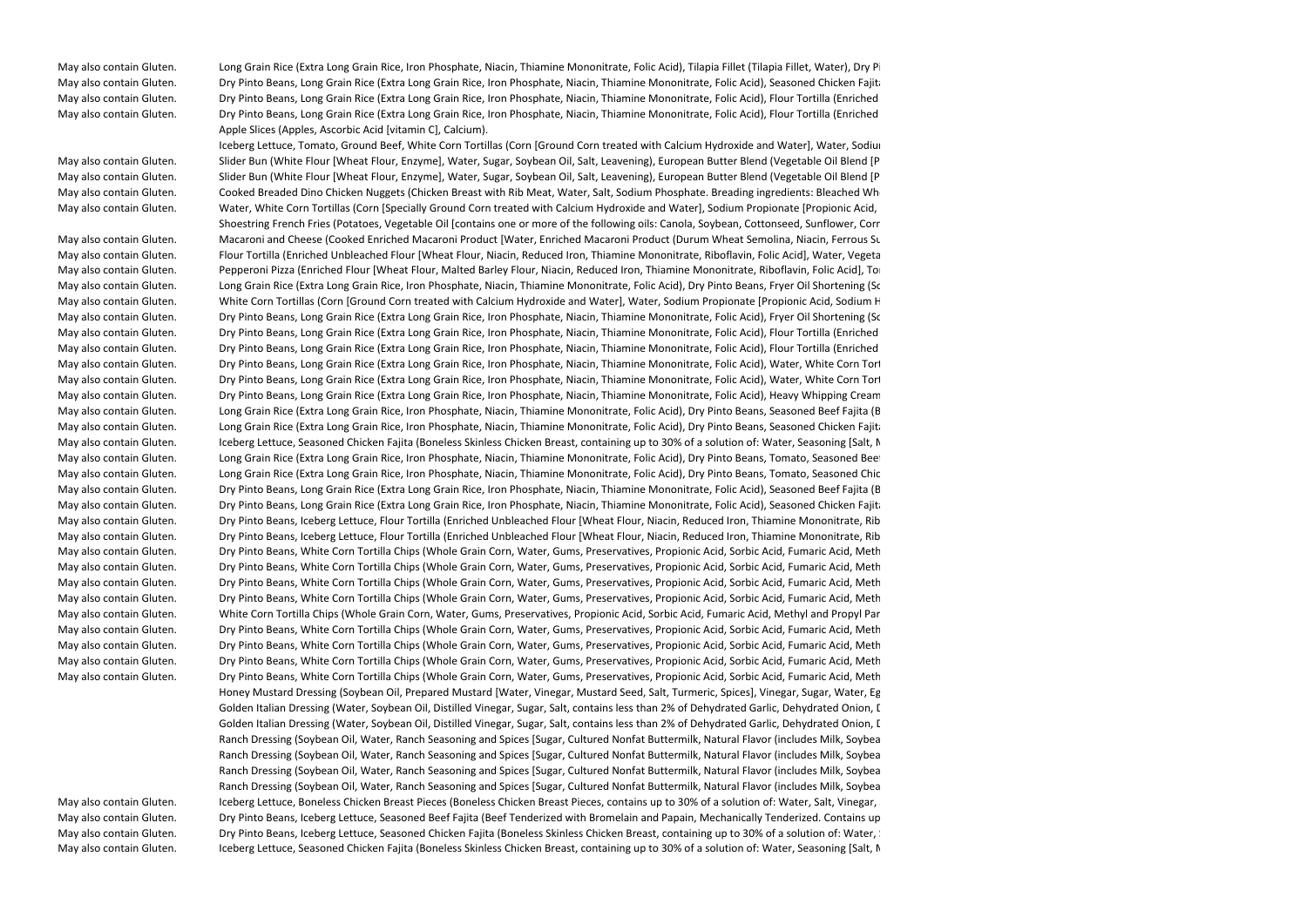| | |
|---|---|
| May also contain Gluten. | Long Grain Rice (Extra Long Grain Rice, Iron Phosphate, Niacin, Thiamine Mononitrate, Folic Acid), Tilapia Fillet (Tilapia Fillet, Water), Dry Pi |
| May also contain Gluten. | Dry Pinto Beans, Long Grain Rice (Extra Long Grain Rice, Iron Phosphate, Niacin, Thiamine Mononitrate, Folic Acid), Seasoned Chicken Fajita |
| May also contain Gluten. | Dry Pinto Beans, Long Grain Rice (Extra Long Grain Rice, Iron Phosphate, Niacin, Thiamine Mononitrate, Folic Acid), Flour Tortilla (Enriched |
| May also contain Gluten. | Dry Pinto Beans, Long Grain Rice (Extra Long Grain Rice, Iron Phosphate, Niacin, Thiamine Mononitrate, Folic Acid), Flour Tortilla (Enriched Apple Slices (Apples, Ascorbic Acid [vitamin C], Calcium). |
| | Iceberg Lettuce, Tomato, Ground Beef, White Corn Tortillas (Corn [Ground Corn treated with Calcium Hydroxide and Water], Water, Sodiu |
| May also contain Gluten. | Slider Bun (White Flour [Wheat Flour, Enzyme], Water, Sugar, Soybean Oil, Salt, Leavening), European Butter Blend (Vegetable Oil Blend [P |
| May also contain Gluten. | Slider Bun (White Flour [Wheat Flour, Enzyme], Water, Sugar, Soybean Oil, Salt, Leavening), European Butter Blend (Vegetable Oil Blend [P |
| May also contain Gluten. | Cooked Breaded Dino Chicken Nuggets (Chicken Breast with Rib Meat, Water, Salt, Sodium Phosphate. Breading ingredients: Bleached Wh |
| May also contain Gluten. | Water, White Corn Tortillas (Corn [Specially Ground Corn treated with Calcium Hydroxide and Water], Sodium Propionate [Propionic Acid, |
| | Shoestring French Fries (Potatoes, Vegetable Oil [contains one or more of the following oils: Canola, Soybean, Cottonseed, Sunflower, Corn |
| May also contain Gluten. | Macaroni and Cheese (Cooked Enriched Macaroni Product [Water, Enriched Macaroni Product (Durum Wheat Semolina, Niacin, Ferrous Su |
| May also contain Gluten. | Flour Tortilla (Enriched Unbleached Flour [Wheat Flour, Niacin, Reduced Iron, Thiamine Mononitrate, Riboflavin, Folic Acid], Water, Vegeta |
| May also contain Gluten. | Pepperoni Pizza (Enriched Flour [Wheat Flour, Malted Barley Flour, Niacin, Reduced Iron, Thiamine Mononitrate, Riboflavin, Folic Acid], To |
| May also contain Gluten. | Long Grain Rice (Extra Long Grain Rice, Iron Phosphate, Niacin, Thiamine Mononitrate, Folic Acid), Dry Pinto Beans, Fryer Oil Shortening (So |
| May also contain Gluten. | White Corn Tortillas (Corn [Ground Corn treated with Calcium Hydroxide and Water], Water, Sodium Propionate [Propionic Acid, Sodium H |
| May also contain Gluten. | Dry Pinto Beans, Long Grain Rice (Extra Long Grain Rice, Iron Phosphate, Niacin, Thiamine Mononitrate, Folic Acid), Fryer Oil Shortening (So |
| May also contain Gluten. | Dry Pinto Beans, Long Grain Rice (Extra Long Grain Rice, Iron Phosphate, Niacin, Thiamine Mononitrate, Folic Acid), Flour Tortilla (Enriched |
| May also contain Gluten. | Dry Pinto Beans, Long Grain Rice (Extra Long Grain Rice, Iron Phosphate, Niacin, Thiamine Mononitrate, Folic Acid), Flour Tortilla (Enriched |
| May also contain Gluten. | Dry Pinto Beans, Long Grain Rice (Extra Long Grain Rice, Iron Phosphate, Niacin, Thiamine Mononitrate, Folic Acid), Water, White Corn Tort |
| May also contain Gluten. | Dry Pinto Beans, Long Grain Rice (Extra Long Grain Rice, Iron Phosphate, Niacin, Thiamine Mononitrate, Folic Acid), Water, White Corn Tort |
| May also contain Gluten. | Dry Pinto Beans, Long Grain Rice (Extra Long Grain Rice, Iron Phosphate, Niacin, Thiamine Mononitrate, Folic Acid), Heavy Whipping Cream |
| May also contain Gluten. | Long Grain Rice (Extra Long Grain Rice, Iron Phosphate, Niacin, Thiamine Mononitrate, Folic Acid), Dry Pinto Beans, Seasoned Beef Fajita (B |
| May also contain Gluten. | Long Grain Rice (Extra Long Grain Rice, Iron Phosphate, Niacin, Thiamine Mononitrate, Folic Acid), Dry Pinto Beans, Seasoned Chicken Fajita |
| May also contain Gluten. | Iceberg Lettuce, Seasoned Chicken Fajita (Boneless Skinless Chicken Breast, containing up to 30% of a solution of: Water, Seasoning [Salt, M |
| May also contain Gluten. | Long Grain Rice (Extra Long Grain Rice, Iron Phosphate, Niacin, Thiamine Mononitrate, Folic Acid), Dry Pinto Beans, Tomato, Seasoned Beef |
| May also contain Gluten. | Long Grain Rice (Extra Long Grain Rice, Iron Phosphate, Niacin, Thiamine Mononitrate, Folic Acid), Dry Pinto Beans, Tomato, Seasoned Chic |
| May also contain Gluten. | Dry Pinto Beans, Long Grain Rice (Extra Long Grain Rice, Iron Phosphate, Niacin, Thiamine Mononitrate, Folic Acid), Seasoned Beef Fajita (B |
| May also contain Gluten. | Dry Pinto Beans, Long Grain Rice (Extra Long Grain Rice, Iron Phosphate, Niacin, Thiamine Mononitrate, Folic Acid), Seasoned Chicken Fajita |
| May also contain Gluten. | Dry Pinto Beans, Iceberg Lettuce, Flour Tortilla (Enriched Unbleached Flour [Wheat Flour, Niacin, Reduced Iron, Thiamine Mononitrate, Rib |
| May also contain Gluten. | Dry Pinto Beans, Iceberg Lettuce, Flour Tortilla (Enriched Unbleached Flour [Wheat Flour, Niacin, Reduced Iron, Thiamine Mononitrate, Rib |
| May also contain Gluten. | Dry Pinto Beans, White Corn Tortilla Chips (Whole Grain Corn, Water, Gums, Preservatives, Propionic Acid, Sorbic Acid, Fumaric Acid, Meth |
| May also contain Gluten. | Dry Pinto Beans, White Corn Tortilla Chips (Whole Grain Corn, Water, Gums, Preservatives, Propionic Acid, Sorbic Acid, Fumaric Acid, Meth |
| May also contain Gluten. | Dry Pinto Beans, White Corn Tortilla Chips (Whole Grain Corn, Water, Gums, Preservatives, Propionic Acid, Sorbic Acid, Fumaric Acid, Meth |
| May also contain Gluten. | Dry Pinto Beans, White Corn Tortilla Chips (Whole Grain Corn, Water, Gums, Preservatives, Propionic Acid, Sorbic Acid, Fumaric Acid, Meth |
| May also contain Gluten. | White Corn Tortilla Chips (Whole Grain Corn, Water, Gums, Preservatives, Propionic Acid, Sorbic Acid, Fumaric Acid, Methyl and Propyl Par |
| May also contain Gluten. | Dry Pinto Beans, White Corn Tortilla Chips (Whole Grain Corn, Water, Gums, Preservatives, Propionic Acid, Sorbic Acid, Fumaric Acid, Meth |
| May also contain Gluten. | Dry Pinto Beans, White Corn Tortilla Chips (Whole Grain Corn, Water, Gums, Preservatives, Propionic Acid, Sorbic Acid, Fumaric Acid, Meth |
| May also contain Gluten. | Dry Pinto Beans, White Corn Tortilla Chips (Whole Grain Corn, Water, Gums, Preservatives, Propionic Acid, Sorbic Acid, Fumaric Acid, Meth |
| May also contain Gluten. | Dry Pinto Beans, White Corn Tortilla Chips (Whole Grain Corn, Water, Gums, Preservatives, Propionic Acid, Sorbic Acid, Fumaric Acid, Meth |
| | Honey Mustard Dressing (Soybean Oil, Prepared Mustard [Water, Vinegar, Mustard Seed, Salt, Turmeric, Spices], Vinegar, Sugar, Water, Eg |
| | Golden Italian Dressing (Water, Soybean Oil, Distilled Vinegar, Sugar, Salt, contains less than 2% of Dehydrated Garlic, Dehydrated Onion, D |
| | Golden Italian Dressing (Water, Soybean Oil, Distilled Vinegar, Sugar, Salt, contains less than 2% of Dehydrated Garlic, Dehydrated Onion, D |
| | Ranch Dressing (Soybean Oil, Water, Ranch Seasoning and Spices [Sugar, Cultured Nonfat Buttermilk, Natural Flavor (includes Milk, Soybea |
| | Ranch Dressing (Soybean Oil, Water, Ranch Seasoning and Spices [Sugar, Cultured Nonfat Buttermilk, Natural Flavor (includes Milk, Soybea |
| | Ranch Dressing (Soybean Oil, Water, Ranch Seasoning and Spices [Sugar, Cultured Nonfat Buttermilk, Natural Flavor (includes Milk, Soybea |
| | Ranch Dressing (Soybean Oil, Water, Ranch Seasoning and Spices [Sugar, Cultured Nonfat Buttermilk, Natural Flavor (includes Milk, Soybea |
| May also contain Gluten. | Iceberg Lettuce, Boneless Chicken Breast Pieces (Boneless Chicken Breast Pieces, contains up to 30% of a solution of: Water, Salt, Vinegar, |
| May also contain Gluten. | Dry Pinto Beans, Iceberg Lettuce, Seasoned Beef Fajita (Beef Tenderized with Bromelain and Papain, Mechanically Tenderized. Contains up |
| May also contain Gluten. | Dry Pinto Beans, Iceberg Lettuce, Seasoned Chicken Fajita (Boneless Skinless Chicken Breast, containing up to 30% of a solution of: Water, |
| May also contain Gluten. | Iceberg Lettuce, Seasoned Chicken Fajita (Boneless Skinless Chicken Breast, containing up to 30% of a solution of: Water, Seasoning [Salt, M |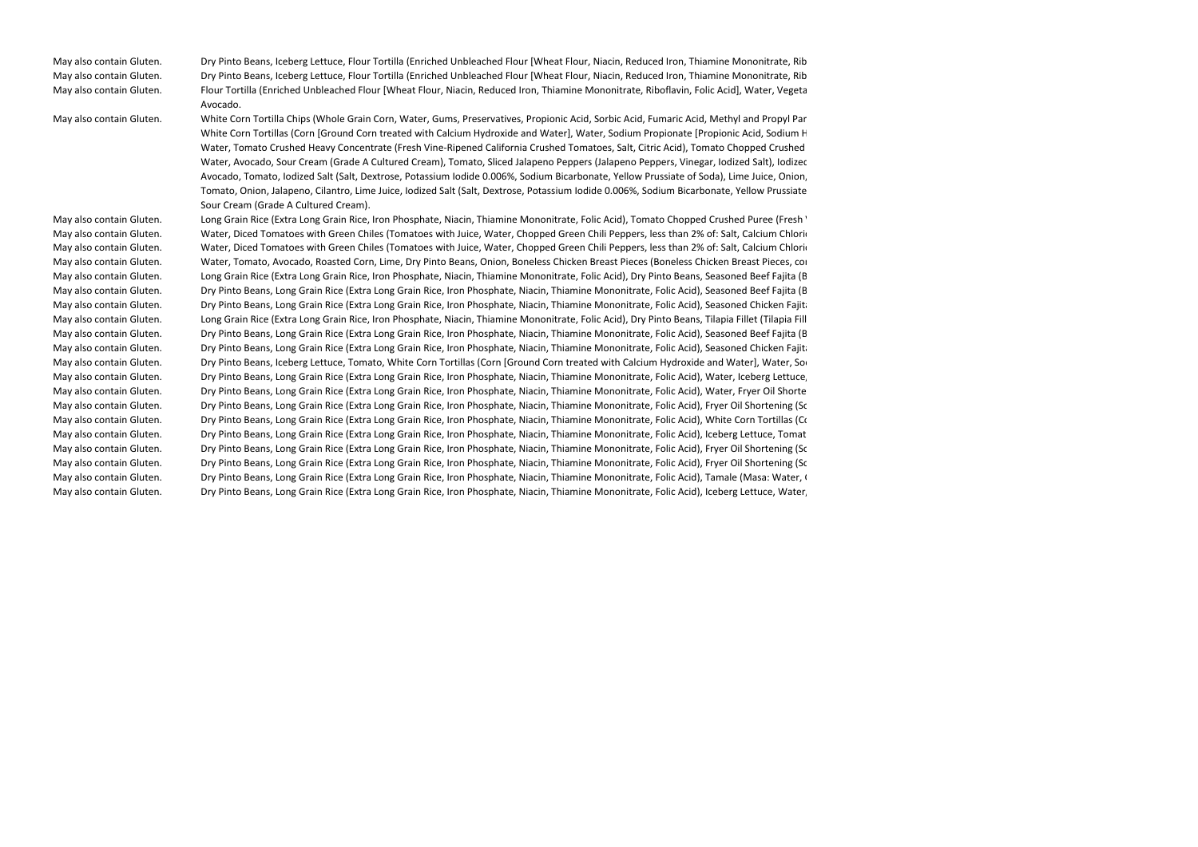| | |
|---|---|
| May also contain Gluten. | Dry Pinto Beans, Iceberg Lettuce, Flour Tortilla (Enriched Unbleached Flour [Wheat Flour, Niacin, Reduced Iron, Thiamine Mononitrate, Rib |
| May also contain Gluten. | Dry Pinto Beans, Iceberg Lettuce, Flour Tortilla (Enriched Unbleached Flour [Wheat Flour, Niacin, Reduced Iron, Thiamine Mononitrate, Rib |
| May also contain Gluten. | Flour Tortilla (Enriched Unbleached Flour [Wheat Flour, Niacin, Reduced Iron, Thiamine Mononitrate, Riboflavin, Folic Acid], Water, Vegeta Avocado. |
| May also contain Gluten. | White Corn Tortilla Chips (Whole Grain Corn, Water, Gums, Preservatives, Propionic Acid, Sorbic Acid, Fumaric Acid, Methyl and Propyl Par White Corn Tortillas (Corn [Ground Corn treated with Calcium Hydroxide and Water], Water, Sodium Propionate [Propionic Acid, Sodium H Water, Tomato Crushed Heavy Concentrate (Fresh Vine-Ripened California Crushed Tomatoes, Salt, Citric Acid), Tomato Chopped Crushed Water, Avocado, Sour Cream (Grade A Cultured Cream), Tomato, Sliced Jalapeno Peppers (Jalapeno Peppers, Vinegar, Iodized Salt), Iodized Avocado, Tomato, Iodized Salt (Salt, Dextrose, Potassium Iodide 0.006%, Sodium Bicarbonate, Yellow Prussiate of Soda), Lime Juice, Onion, Tomato, Onion, Jalapeno, Cilantro, Lime Juice, Iodized Salt (Salt, Dextrose, Potassium Iodide 0.006%, Sodium Bicarbonate, Yellow Prussiate Sour Cream (Grade A Cultured Cream). |
| May also contain Gluten. | Long Grain Rice (Extra Long Grain Rice, Iron Phosphate, Niacin, Thiamine Mononitrate, Folic Acid), Tomato Chopped Crushed Puree (Fresh V |
| May also contain Gluten. | Water, Diced Tomatoes with Green Chiles (Tomatoes with Juice, Water, Chopped Green Chili Peppers, less than 2% of: Salt, Calcium Chlori |
| May also contain Gluten. | Water, Diced Tomatoes with Green Chiles (Tomatoes with Juice, Water, Chopped Green Chili Peppers, less than 2% of: Salt, Calcium Chlori |
| May also contain Gluten. | Water, Tomato, Avocado, Roasted Corn, Lime, Dry Pinto Beans, Onion, Boneless Chicken Breast Pieces (Boneless Chicken Breast Pieces, cor |
| May also contain Gluten. | Long Grain Rice (Extra Long Grain Rice, Iron Phosphate, Niacin, Thiamine Mononitrate, Folic Acid), Dry Pinto Beans, Seasoned Beef Fajita (B |
| May also contain Gluten. | Dry Pinto Beans, Long Grain Rice (Extra Long Grain Rice, Iron Phosphate, Niacin, Thiamine Mononitrate, Folic Acid), Seasoned Beef Fajita (B |
| May also contain Gluten. | Dry Pinto Beans, Long Grain Rice (Extra Long Grain Rice, Iron Phosphate, Niacin, Thiamine Mononitrate, Folic Acid), Seasoned Chicken Fajita |
| May also contain Gluten. | Long Grain Rice (Extra Long Grain Rice, Iron Phosphate, Niacin, Thiamine Mononitrate, Folic Acid), Dry Pinto Beans, Tilapia Fillet (Tilapia Fill |
| May also contain Gluten. | Dry Pinto Beans, Long Grain Rice (Extra Long Grain Rice, Iron Phosphate, Niacin, Thiamine Mononitrate, Folic Acid), Seasoned Beef Fajita (B |
| May also contain Gluten. | Dry Pinto Beans, Long Grain Rice (Extra Long Grain Rice, Iron Phosphate, Niacin, Thiamine Mononitrate, Folic Acid), Seasoned Chicken Fajita |
| May also contain Gluten. | Dry Pinto Beans, Iceberg Lettuce, Tomato, White Corn Tortillas (Corn [Ground Corn treated with Calcium Hydroxide and Water], Water, So |
| May also contain Gluten. | Dry Pinto Beans, Long Grain Rice (Extra Long Grain Rice, Iron Phosphate, Niacin, Thiamine Mononitrate, Folic Acid), Water, Iceberg Lettuce, |
| May also contain Gluten. | Dry Pinto Beans, Long Grain Rice (Extra Long Grain Rice, Iron Phosphate, Niacin, Thiamine Mononitrate, Folic Acid), Water, Fryer Oil Shorte |
| May also contain Gluten. | Dry Pinto Beans, Long Grain Rice (Extra Long Grain Rice, Iron Phosphate, Niacin, Thiamine Mononitrate, Folic Acid), Fryer Oil Shortening (Sc |
| May also contain Gluten. | Dry Pinto Beans, Long Grain Rice (Extra Long Grain Rice, Iron Phosphate, Niacin, Thiamine Mononitrate, Folic Acid), White Corn Tortillas (Co |
| May also contain Gluten. | Dry Pinto Beans, Long Grain Rice (Extra Long Grain Rice, Iron Phosphate, Niacin, Thiamine Mononitrate, Folic Acid), Iceberg Lettuce, Tomat |
| May also contain Gluten. | Dry Pinto Beans, Long Grain Rice (Extra Long Grain Rice, Iron Phosphate, Niacin, Thiamine Mononitrate, Folic Acid), Fryer Oil Shortening (Sc |
| May also contain Gluten. | Dry Pinto Beans, Long Grain Rice (Extra Long Grain Rice, Iron Phosphate, Niacin, Thiamine Mononitrate, Folic Acid), Fryer Oil Shortening (Sc |
| May also contain Gluten. | Dry Pinto Beans, Long Grain Rice (Extra Long Grain Rice, Iron Phosphate, Niacin, Thiamine Mononitrate, Folic Acid), Tamale (Masa: Water, ( |
| May also contain Gluten. | Dry Pinto Beans, Long Grain Rice (Extra Long Grain Rice, Iron Phosphate, Niacin, Thiamine Mononitrate, Folic Acid), Iceberg Lettuce, Water, |